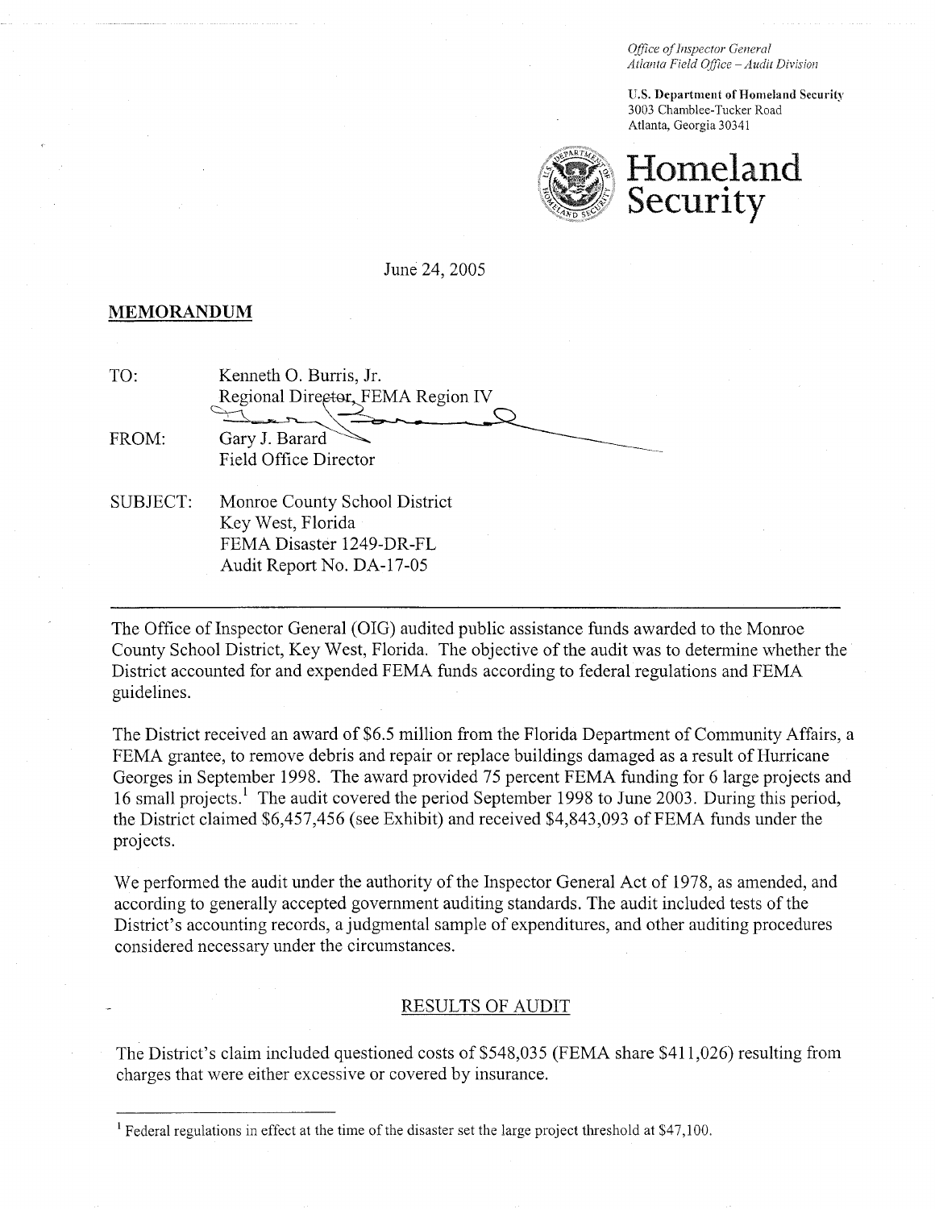*Office of Inspector General*
*Atlanta Field Office – Audit Division*

**U.S. Department of Homeland Security**
3003 Chamblee-Tucker Road
Atlanta, Georgia 30341

# Homeland Security

June 24, 2005

**MEMORANDUM**

TO: Kenneth O. Burris, Jr.
Regional Director, FEMA Region IV

FROM: Gary J. Barard
Field Office Director

SUBJECT: Monroe County School District
Key West, Florida
FEMA Disaster 1249-DR-FL
Audit Report No. DA-17-05

---

The Office of Inspector General (OIG) audited public assistance funds awarded to the Monroe County School District, Key West, Florida. The objective of the audit was to determine whether the District accounted for and expended FEMA funds according to federal regulations and FEMA guidelines.

The District received an award of $6.5 million from the Florida Department of Community Affairs, a FEMA grantee, to remove debris and repair or replace buildings damaged as a result of Hurricane Georges in September 1998. The award provided 75 percent FEMA funding for 6 large projects and 16 small projects.[1] The audit covered the period September 1998 to June 2003. During this period, the District claimed $6,457,456 (see Exhibit) and received $4,843,093 of FEMA funds under the projects.

We performed the audit under the authority of the Inspector General Act of 1978, as amended, and according to generally accepted government auditing standards. The audit included tests of the District's accounting records, a judgmental sample of expenditures, and other auditing procedures considered necessary under the circumstances.

## RESULTS OF AUDIT

The District's claim included questioned costs of $548,035 (FEMA share $411,026) resulting from charges that were either excessive or covered by insurance.

---

[1] Federal regulations in effect at the time of the disaster set the large project threshold at $47,100.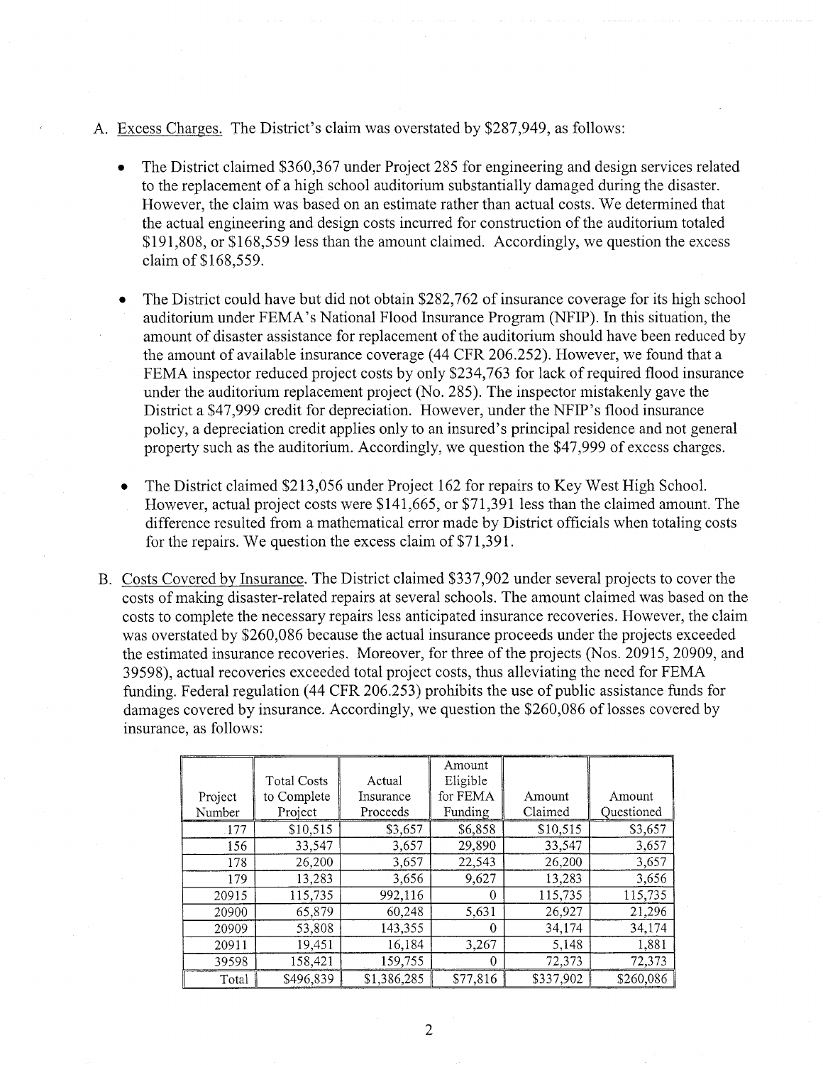A. Excess Charges. The District's claim was overstated by $287,949, as follows:

- The District claimed $360,367 under Project 285 for engineering and design services related to the replacement of a high school auditorium substantially damaged during the disaster. However, the claim was based on an estimate rather than actual costs. We determined that the actual engineering and design costs incurred for construction of the auditorium totaled $191,808, or $168,559 less than the amount claimed. Accordingly, we question the excess claim of $168,559.

- The District could have but did not obtain $282,762 of insurance coverage for its high school auditorium under FEMA's National Flood Insurance Program (NFIP). In this situation, the amount of disaster assistance for replacement of the auditorium should have been reduced by the amount of available insurance coverage (44 CFR 206.252). However, we found that a FEMA inspector reduced project costs by only $234,763 for lack of required flood insurance under the auditorium replacement project (No. 285). The inspector mistakenly gave the District a $47,999 credit for depreciation. However, under the NFIP's flood insurance policy, a depreciation credit applies only to an insured's principal residence and not general property such as the auditorium. Accordingly, we question the $47,999 of excess charges.

- The District claimed $213,056 under Project 162 for repairs to Key West High School. However, actual project costs were $141,665, or $71,391 less than the claimed amount. The difference resulted from a mathematical error made by District officials when totaling costs for the repairs. We question the excess claim of $71,391.

B. Costs Covered by Insurance. The District claimed $337,902 under several projects to cover the costs of making disaster-related repairs at several schools. The amount claimed was based on the costs to complete the necessary repairs less anticipated insurance recoveries. However, the claim was overstated by $260,086 because the actual insurance proceeds under the projects exceeded the estimated insurance recoveries. Moreover, for three of the projects (Nos. 20915, 20909, and 39598), actual recoveries exceeded total project costs, thus alleviating the need for FEMA funding. Federal regulation (44 CFR 206.253) prohibits the use of public assistance funds for damages covered by insurance. Accordingly, we question the $260,086 of losses covered by insurance, as follows:

| Project Number | Total Costs to Complete Project | Actual Insurance Proceeds | Amount Eligible for FEMA Funding | Amount Claimed | Amount Questioned |
|---|---|---|---|---|---|
| 177 | $10,515 | $3,657 | $6,858 | $10,515 | $3,657 |
| 156 | 33,547 | 3,657 | 29,890 | 33,547 | 3,657 |
| 178 | 26,200 | 3,657 | 22,543 | 26,200 | 3,657 |
| 179 | 13,283 | 3,656 | 9,627 | 13,283 | 3,656 |
| 20915 | 115,735 | 992,116 | 0 | 115,735 | 115,735 |
| 20900 | 65,879 | 60,248 | 5,631 | 26,927 | 21,296 |
| 20909 | 53,808 | 143,355 | 0 | 34,174 | 34,174 |
| 20911 | 19,451 | 16,184 | 3,267 | 5,148 | 1,881 |
| 39598 | 158,421 | 159,755 | 0 | 72,373 | 72,373 |
| Total | $496,839 | $1,386,285 | $77,816 | $337,902 | $260,086 |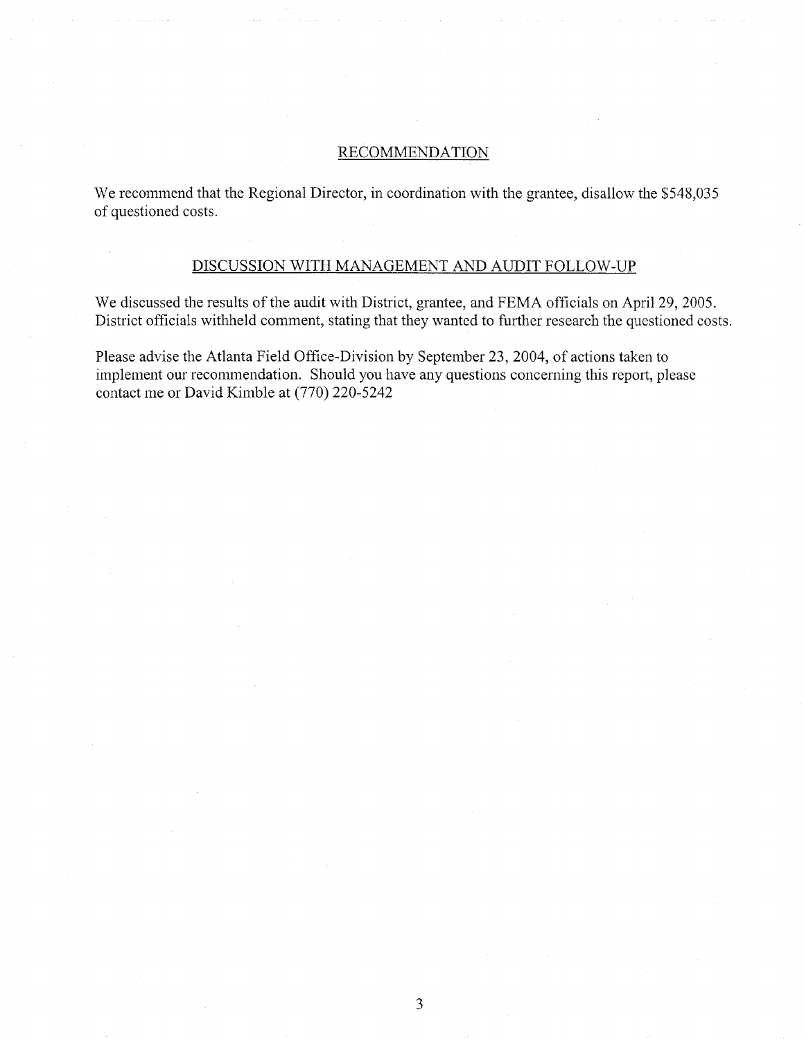## RECOMMENDATION

We recommend that the Regional Director, in coordination with the grantee, disallow the $548,035 of questioned costs.

## DISCUSSION WITH MANAGEMENT AND AUDIT FOLLOW-UP

We discussed the results of the audit with District, grantee, and FEMA officials on April 29, 2005. District officials withheld comment, stating that they wanted to further research the questioned costs.

Please advise the Atlanta Field Office-Division by September 23, 2004, of actions taken to implement our recommendation. Should you have any questions concerning this report, please contact me or David Kimble at (770) 220-5242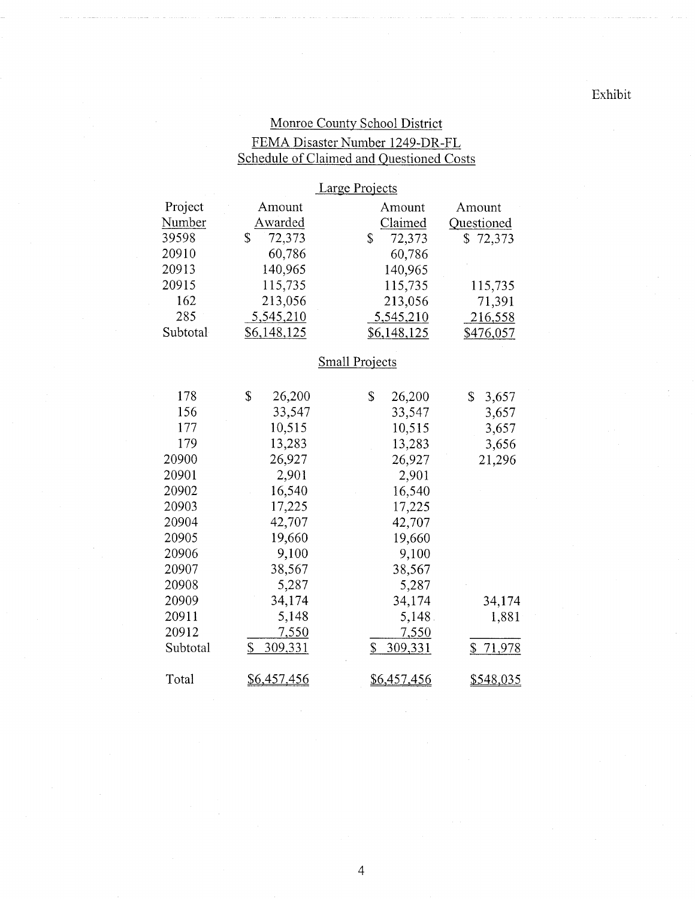Exhibit

## Monroe County School District

### FEMA Disaster Number 1249-DR-FL

### Schedule of Claimed and Questioned Costs

| Project Number | Amount Awarded | Amount Claimed | Amount Questioned |
|---|---|---|---|
| **Large Projects** | | | |
| 39598 | $ 72,373 | $ 72,373 | $ 72,373 |
| 20910 | 60,786 | 60,786 | |
| 20913 | 140,965 | 140,965 | |
| 20915 | 115,735 | 115,735 | 115,735 |
| 162 | 213,056 | 213,056 | 71,391 |
| 285 | 5,545,210 | 5,545,210 | 216,558 |
| Subtotal | $6,148,125 | $6,148,125 | $476,057 |
| **Small Projects** | | | |
| 178 | $ 26,200 | $ 26,200 | $ 3,657 |
| 156 | 33,547 | 33,547 | 3,657 |
| 177 | 10,515 | 10,515 | 3,657 |
| 179 | 13,283 | 13,283 | 3,656 |
| 20900 | 26,927 | 26,927 | 21,296 |
| 20901 | 2,901 | 2,901 | |
| 20902 | 16,540 | 16,540 | |
| 20903 | 17,225 | 17,225 | |
| 20904 | 42,707 | 42,707 | |
| 20905 | 19,660 | 19,660 | |
| 20906 | 9,100 | 9,100 | |
| 20907 | 38,567 | 38,567 | |
| 20908 | 5,287 | 5,287 | |
| 20909 | 34,174 | 34,174 | 34,174 |
| 20911 | 5,148 | 5,148 | 1,881 |
| 20912 | 7,550 | 7,550 | |
| Subtotal | $ 309,331 | $ 309,331 | $ 71,978 |
| Total | $6,457,456 | $6,457,456 | $548,035 |